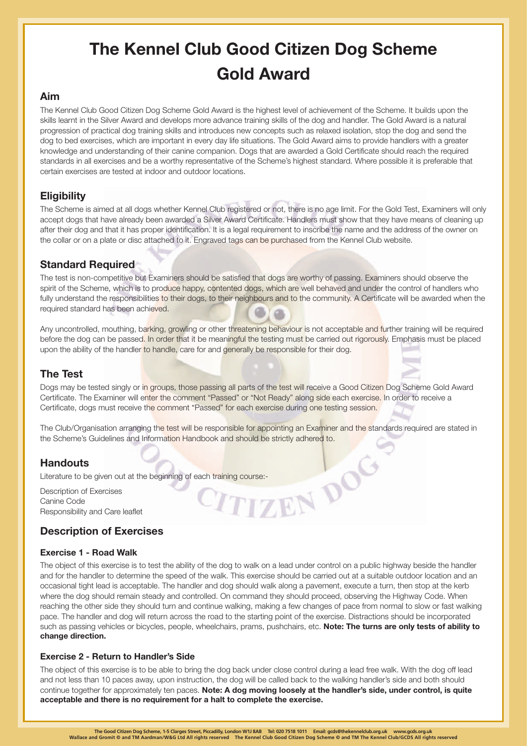# The Kennel Club Good Citizen Dog Scheme Gold Award

## Aim

The Kennel Club Good Citizen Dog Scheme Gold Award is the highest level of achievement of the Scheme. It builds upon the skills learnt in the Silver Award and develops more advance training skills of the dog and handler. The Gold Award is a natural progression of practical dog training skills and introduces new concepts such as relaxed isolation, stop the dog and send the dog to bed exercises, which are important in every day life situations. The Gold Award aims to provide handlers with a greater knowledge and understanding of their canine companion. Dogs that are awarded a Gold Certificate should reach the required standards in all exercises and be a worthy representative of the Scheme's highest standard. Where possible it is preferable that certain exercises are tested at indoor and outdoor locations.

## Eligibility

The Scheme is aimed at all dogs whether Kennel Club registered or not, there is no age limit. For the Gold Test, Examiners will only accept dogs that have already been awarded a Silver Award Certificate. Handlers must show that they have means of cleaning up after their dog and that it has proper identification. It is a legal requirement to inscribe the name and the address of the owner on the collar or on a plate or disc attached to it. Engraved tags can be purchased from the Kennel Club website.

## Standard Required

The test is non-competitive but Examiners should be satisfied that dogs are worthy of passing. Examiners should observe the spirit of the Scheme, which is to produce happy, contented dogs, which are well behaved and under the control of handlers who fully understand the responsibilities to their dogs, to their neighbours and to the community. A Certificate will be awarded when the required standard has been achieved.

Any uncontrolled, mouthing, barking, growling or other threatening behaviour is not acceptable and further training will be required before the dog can be passed. In order that it be meaningful the testing must be carried out rigorously. Emphasis must be placed upon the ability of the handler to handle, care for and generally be responsible for their dog.

## The Test

Dogs may be tested singly or in groups, those passing all parts of the test will receive a Good Citizen Dog Scheme Gold Award Certificate. The Examiner will enter the comment "Passed" or "Not Ready" along side each exercise. In order to receive a Certificate, dogs must receive the comment "Passed" for each exercise during one testing session.

The Club/Organisation arranging the test will be responsible for appointing an Examiner and the standards required are stated in the Scheme's Guidelines and Information Handbook and should be strictly adhered to.

## Handouts

Literature to be given out at the beginning of each training course:-

Description of Exercises
Canine Code
Responsibility and Care leaflet

## Description of Exercises

### Exercise 1 - Road Walk

The object of this exercise is to test the ability of the dog to walk on a lead under control on a public highway beside the handler and for the handler to determine the speed of the walk. This exercise should be carried out at a suitable outdoor location and an occasional tight lead is acceptable. The handler and dog should walk along a pavement, execute a turn, then stop at the kerb where the dog should remain steady and controlled. On command they should proceed, observing the Highway Code. When reaching the other side they should turn and continue walking, making a few changes of pace from normal to slow or fast walking pace. The handler and dog will return across the road to the starting point of the exercise. Distractions should be incorporated such as passing vehicles or bicycles, people, wheelchairs, prams, pushchairs, etc. **Note: The turns are only tests of ability to change direction.**

### Exercise 2 - Return to Handler's Side

The object of this exercise is to be able to bring the dog back under close control during a lead free walk. With the dog off lead and not less than 10 paces away, upon instruction, the dog will be called back to the walking handler's side and both should continue together for approximately ten paces. **Note: A dog moving loosely at the handler's side, under control, is quite acceptable and there is no requirement for a halt to complete the exercise.**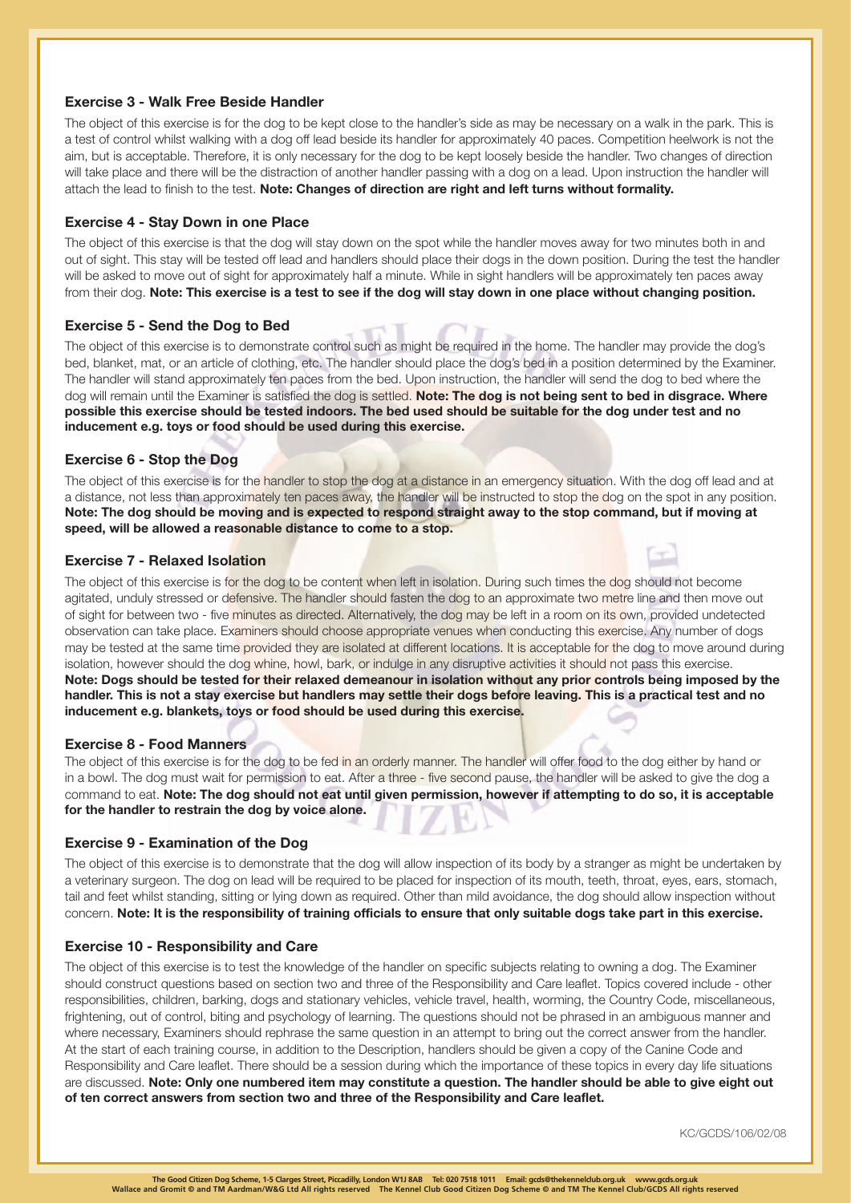### Exercise 3 - Walk Free Beside Handler

The object of this exercise is for the dog to be kept close to the handler's side as may be necessary on a walk in the park. This is a test of control whilst walking with a dog off lead beside its handler for approximately 40 paces. Competition heelwork is not the aim, but is acceptable. Therefore, it is only necessary for the dog to be kept loosely beside the handler. Two changes of direction will take place and there will be the distraction of another handler passing with a dog on a lead. Upon instruction the handler will attach the lead to finish to the test. **Note: Changes of direction are right and left turns without formality.**

### Exercise 4 - Stay Down in one Place

The object of this exercise is that the dog will stay down on the spot while the handler moves away for two minutes both in and out of sight. This stay will be tested off lead and handlers should place their dogs in the down position. During the test the handler will be asked to move out of sight for approximately half a minute. While in sight handlers will be approximately ten paces away from their dog. **Note: This exercise is a test to see if the dog will stay down in one place without changing position.**

### Exercise 5 - Send the Dog to Bed

The object of this exercise is to demonstrate control such as might be required in the home. The handler may provide the dog's bed, blanket, mat, or an article of clothing, etc. The handler should place the dog's bed in a position determined by the Examiner. The handler will stand approximately ten paces from the bed. Upon instruction, the handler will send the dog to bed where the dog will remain until the Examiner is satisfied the dog is settled. **Note: The dog is not being sent to bed in disgrace. Where possible this exercise should be tested indoors. The bed used should be suitable for the dog under test and no inducement e.g. toys or food should be used during this exercise.**

### Exercise 6 - Stop the Dog

The object of this exercise is for the handler to stop the dog at a distance in an emergency situation. With the dog off lead and at a distance, not less than approximately ten paces away, the handler will be instructed to stop the dog on the spot in any position. **Note: The dog should be moving and is expected to respond straight away to the stop command, but if moving at speed, will be allowed a reasonable distance to come to a stop.**

### Exercise 7 - Relaxed Isolation

The object of this exercise is for the dog to be content when left in isolation. During such times the dog should not become agitated, unduly stressed or defensive. The handler should fasten the dog to an approximate two metre line and then move out of sight for between two - five minutes as directed. Alternatively, the dog may be left in a room on its own, provided undetected observation can take place. Examiners should choose appropriate venues when conducting this exercise. Any number of dogs may be tested at the same time provided they are isolated at different locations. It is acceptable for the dog to move around during isolation, however should the dog whine, howl, bark, or indulge in any disruptive activities it should not pass this exercise. **Note: Dogs should be tested for their relaxed demeanour in isolation without any prior controls being imposed by the handler. This is not a stay exercise but handlers may settle their dogs before leaving. This is a practical test and no inducement e.g. blankets, toys or food should be used during this exercise.**

### Exercise 8 - Food Manners

The object of this exercise is for the dog to be fed in an orderly manner. The handler will offer food to the dog either by hand or in a bowl. The dog must wait for permission to eat. After a three - five second pause, the handler will be asked to give the dog a command to eat. **Note: The dog should not eat until given permission, however if attempting to do so, it is acceptable for the handler to restrain the dog by voice alone.**

### Exercise 9 - Examination of the Dog

The object of this exercise is to demonstrate that the dog will allow inspection of its body by a stranger as might be undertaken by a veterinary surgeon. The dog on lead will be required to be placed for inspection of its mouth, teeth, throat, eyes, ears, stomach, tail and feet whilst standing, sitting or lying down as required. Other than mild avoidance, the dog should allow inspection without concern. **Note: It is the responsibility of training officials to ensure that only suitable dogs take part in this exercise.**

### Exercise 10 - Responsibility and Care

The object of this exercise is to test the knowledge of the handler on specific subjects relating to owning a dog. The Examiner should construct questions based on section two and three of the Responsibility and Care leaflet. Topics covered include - other responsibilities, children, barking, dogs and stationary vehicles, vehicle travel, health, worming, the Country Code, miscellaneous, frightening, out of control, biting and psychology of learning. The questions should not be phrased in an ambiguous manner and where necessary, Examiners should rephrase the same question in an attempt to bring out the correct answer from the handler. At the start of each training course, in addition to the Description, handlers should be given a copy of the Canine Code and Responsibility and Care leaflet. There should be a session during which the importance of these topics in every day life situations are discussed. **Note: Only one numbered item may constitute a question. The handler should be able to give eight out of ten correct answers from section two and three of the Responsibility and Care leaflet.**

KC/GCDS/106/02/08

The Good Citizen Dog Scheme, 1-5 Clarges Street, Piccadilly, London W1J 8AB Tel: 020 7518 1011 Email: gcds@thekennelclub.org.uk www.gcds.org.uk
Wallace and Gromit © and TM Aardman/W&G Ltd All rights reserved The Kennel Club Good Citizen Dog Scheme © and TM The Kennel Club/GCDS All rights reserved